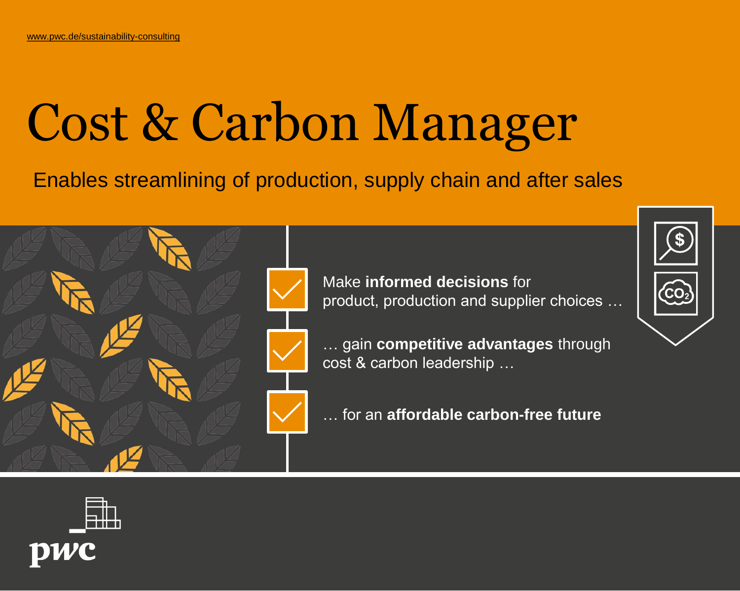www.pwc.de/sustainability-consulting

# Cost & Carbon Manager

Enables streamlining of production, supply chain and after sales

- Make **informed decisions** for product, production and supplier choices …
- … gain **competitive advantages** through cost & carbon leadership …
- … for an **affordable carbon-free future**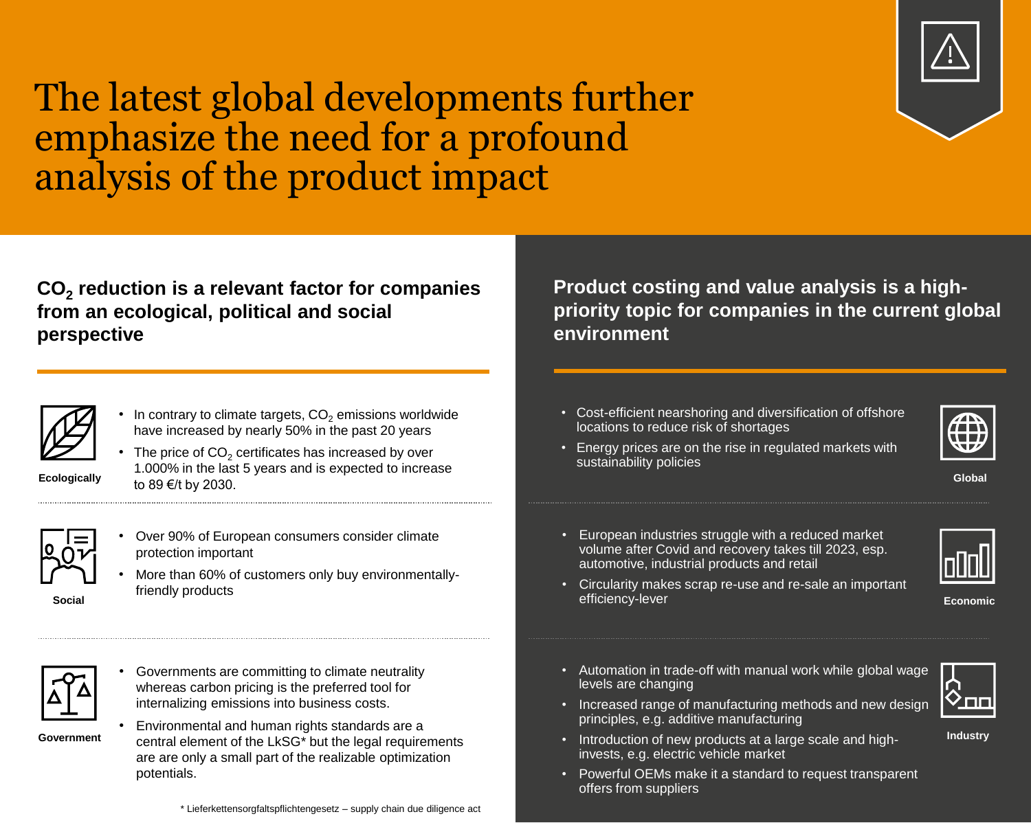# The latest global developments further emphasize the need for a profound analysis of the product impact

## $CO_2$ reduction is a relevant factor for companies from an ecological, political and social perspective

**Ecologically**

- In contrary to climate targets, $CO_2$ emissions worldwide have increased by nearly 50% in the past 20 years
- The price of $CO_2$ certificates has increased by over 1.000% in the last 5 years and is expected to increase to 89 €/t by 2030.

**Social**

- Over 90% of European consumers consider climate protection important
- More than 60% of customers only buy environmentally-friendly products

**Government**

- Governments are committing to climate neutrality whereas carbon pricing is the preferred tool for internalizing emissions into business costs.
- Environmental and human rights standards are a central element of the LkSG* but the legal requirements are are only a small part of the realizable optimization potentials.

\* Lieferkettensorgfaltspflichtengesetz – supply chain due diligence act

## Product costing and value analysis is a high-priority topic for companies in the current global environment

**Global**

- Cost-efficient nearshoring and diversification of offshore locations to reduce risk of shortages
- Energy prices are on the rise in regulated markets with sustainability policies

**Economic**

- European industries struggle with a reduced market volume after Covid and recovery takes till 2023, esp. automotive, industrial products and retail
- Circularity makes scrap re-use and re-sale an important efficiency-lever

**Industry**

- Automation in trade-off with manual work while global wage levels are changing
- Increased range of manufacturing methods and new design principles, e.g. additive manufacturing
- Introduction of new products at a large scale and high-invests, e.g. electric vehicle market
- Powerful OEMs make it a standard to request transparent offers from suppliers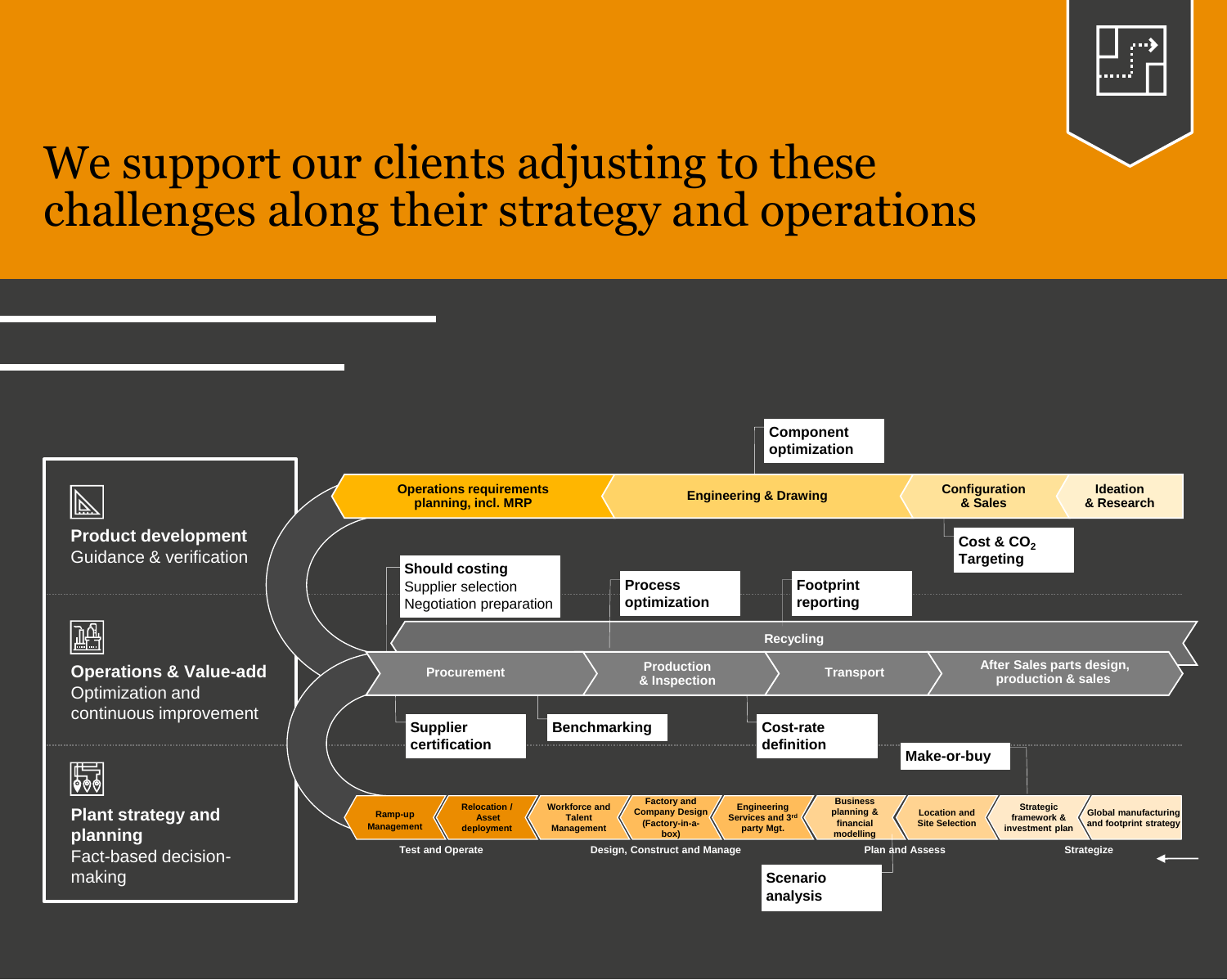# We support our clients adjusting to these challenges along their strategy and operations

**Product development**
Guidance & verification

**Operations & Value-add**
Optimization and continuous improvement

**Plant strategy and planning**
Fact-based decision-making

Operations requirements planning, incl. MRP | Engineering & Drawing | Configuration & Sales | Ideation & Research

Component optimization

Cost & $CO_2$ Targeting

**Should costing**
Supplier selection
Negotiation preparation

**Process optimization**

**Footprint reporting**

Recycling

Procurement | Production & Inspection | Transport | After Sales parts design, production & sales

**Supplier certification**

**Benchmarking**

**Cost-rate definition**

**Make-or-buy**

Ramp-up Management | Relocation / Asset deployment | Workforce and Talent Management | Factory and Company Design (Factory-in-a-box) | Engineering Services and 3rd party Mgt. | Business planning & financial modelling | Location and Site Selection | Strategic framework & investment plan | Global manufacturing and footprint strategy

Test and Operate | Design, Construct and Manage | Plan and Assess | Strategize

**Scenario analysis**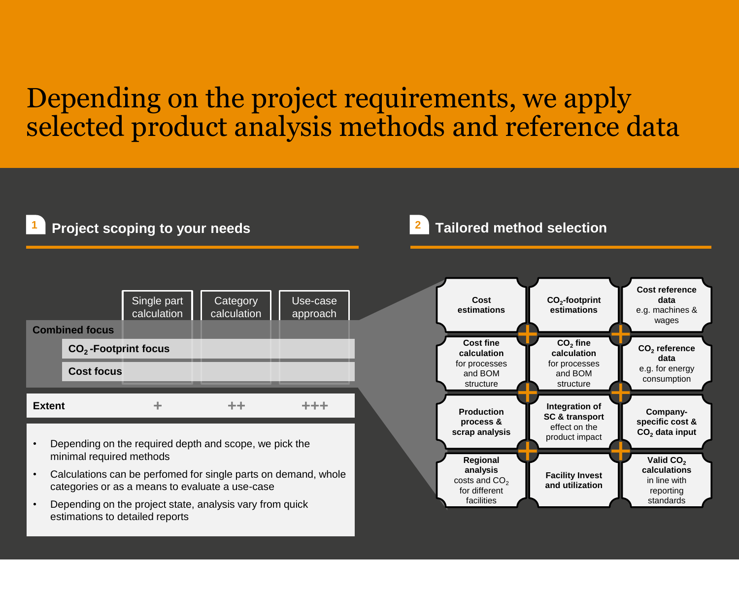# Depending on the project requirements, we apply selected product analysis methods and reference data

## 1 Project scoping to your needs

| | Single part calculation | Category calculation | Use-case approach |
|---|---|---|---|
| **Combined focus** | | | |
| **$CO_2$ -Footprint focus** | | | |
| **Cost focus** | | | |
| **Extent** | + | ++ | +++ |

- Depending on the required depth and scope, we pick the minimal required methods
- Calculations can be perfomed for single parts on demand, whole categories or as a means to evaluate a use-case
- Depending on the project state, analysis vary from quick estimations to detailed reports

## 2 Tailored method selection

| | | |
|---|---|---|
| **Cost estimations** | **$CO_2$-footprint estimations** | **Cost reference data** e.g. machines & wages |
| **Cost fine calculation** for processes and BOM structure | **$CO_2$ fine calculation** for processes and BOM structure | **$CO_2$ reference data** e.g. for energy consumption |
| **Production process & scrap analysis** | **Integration of SC & transport** effect on the product impact | **Company-specific cost & $CO_2$ data input** |
| **Regional analysis** costs and $CO_2$ for different facilities | **Facility Invest and utilization** | **Valid $CO_2$ calculations** in line with reporting standards |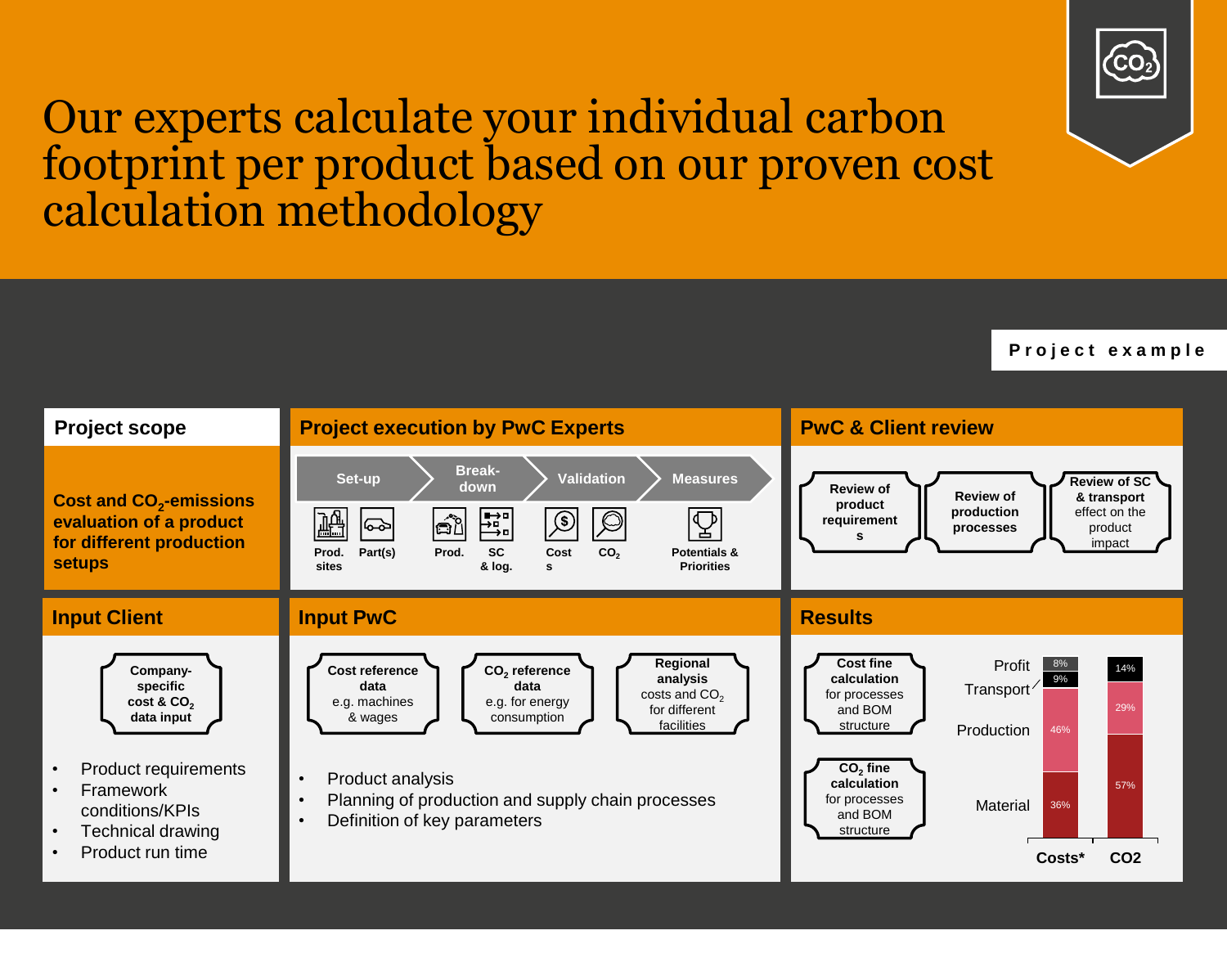# Our experts calculate your individual carbon footprint per product based on our proven cost calculation methodology

**Project example**

## Project scope

**Cost and $CO_2$-emissions evaluation of a product for different production setups**

## Project execution by PwC Experts

Set-up → Break-down → Validation → Measures

- Set-up: Prod. sites, Part(s)
- Break-down: Prod., SC & log.
- Validation: Costs, $CO_2$
- Measures: Potentials & Priorities

## PwC & Client review

- **Review of product requirements**
- **Review of production processes**
- **Review of SC & transport** effect on the product impact

## Input Client

**Company-specific cost & $CO_2$ data input**

- Product requirements
- Framework conditions/KPIs
- Technical drawing
- Product run time

## Input PwC

- **Cost reference data** e.g. machines & wages
- **$CO_2$ reference data** e.g. for energy consumption
- **Regional analysis** costs and $CO_2$ for different facilities

- Product analysis
- Planning of production and supply chain processes
- Definition of key parameters

## Results

- **Cost fine calculation** for processes and BOM structure
- **$CO_2$ fine calculation** for processes and BOM structure

| | Costs* | CO2 |
|---|---|---|
| Profit | 8% | |
| Transport | 9% | 14% |
| Production | 46% | 29% |
| Material | 36% | 57% |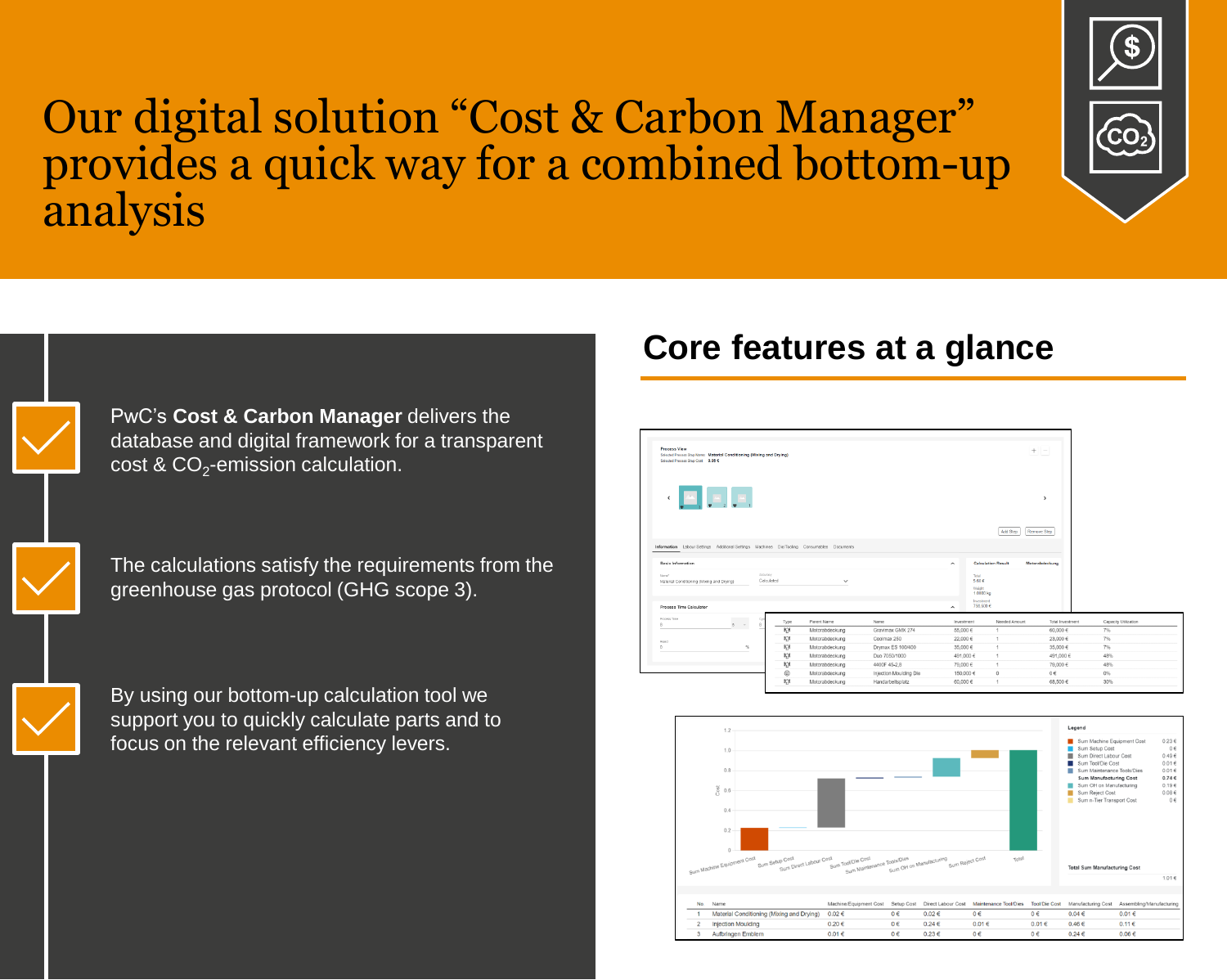# Our digital solution "Cost & Carbon Manager" provides a quick way for a combined bottom-up analysis

- PwC's **Cost & Carbon Manager** delivers the database and digital framework for a transparent cost & $CO_2$-emission calculation.

- The calculations satisfy the requirements from the greenhouse gas protocol (GHG scope 3).

- By using our bottom-up calculation tool we support you to quickly calculate parts and to focus on the relevant efficiency levers.

## Core features at a glance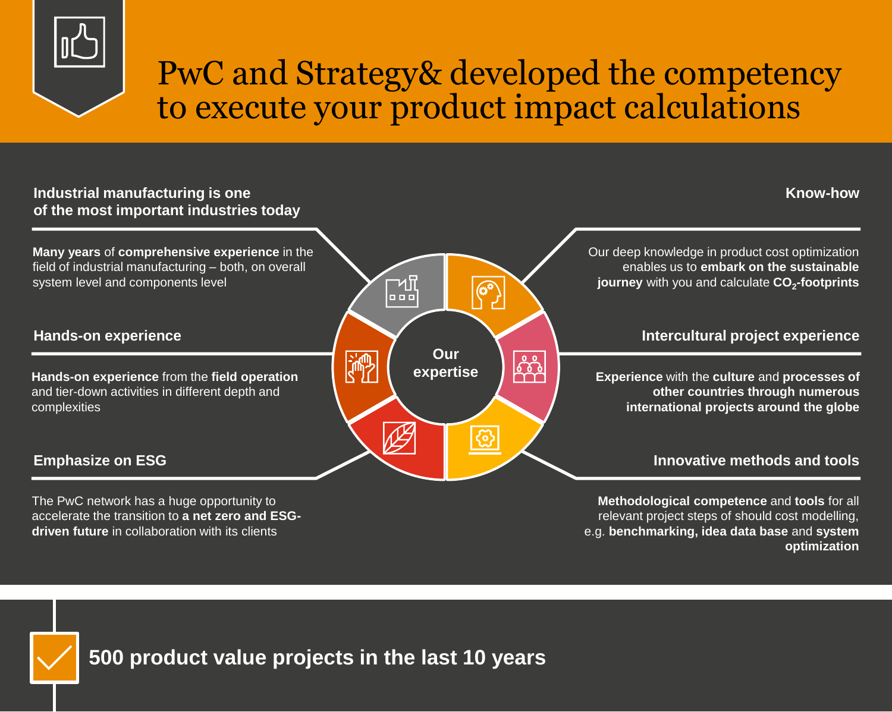# PwC and Strategy& developed the competency to execute your product impact calculations

### Industrial manufacturing is one of the most important industries today

**Many years** of **comprehensive experience** in the field of industrial manufacturing – both, on overall system level and components level

### Hands-on experience

**Hands-on experience** from the **field operation** and tier-down activities in different depth and complexities

### Emphasize on ESG

The PwC network has a huge opportunity to accelerate the transition to **a net zero and ESG-driven future** in collaboration with its clients

**Our expertise**

### Know-how

Our deep knowledge in product cost optimization enables us to **embark on the sustainable journey** with you and calculate **$CO_2$-footprints**

### Intercultural project experience

**Experience** with the **culture** and **processes of other countries through numerous international projects around the globe**

### Innovative methods and tools

**Methodological competence** and **tools** for all relevant project steps of should cost modelling, e.g. **benchmarking, idea data base** and **system optimization**

**500 product value projects in the last 10 years**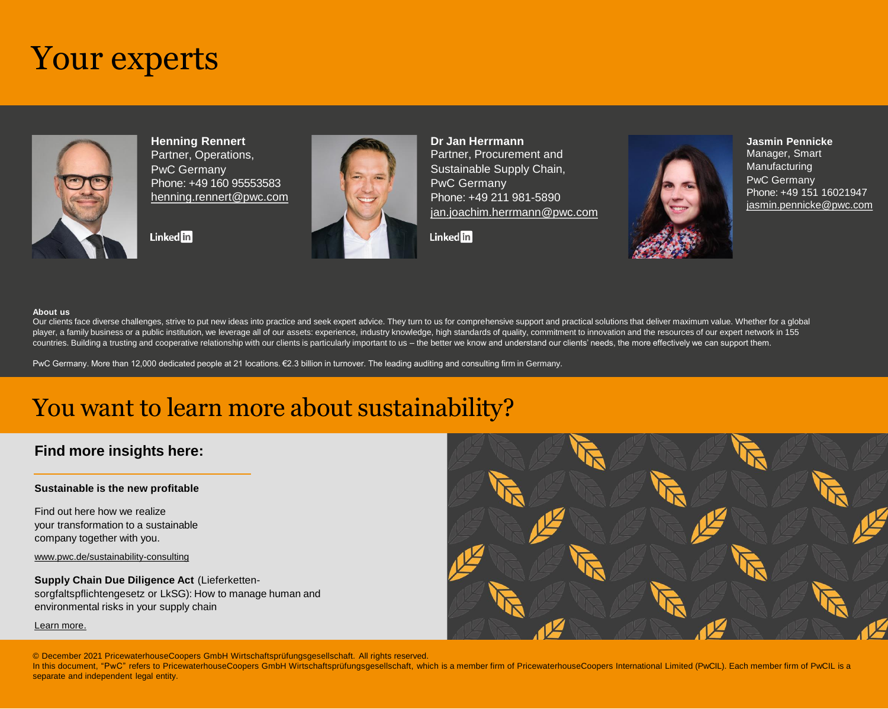# Your experts

**Henning Rennert**
Partner, Operations,
PwC Germany
Phone: +49 160 95553583
henning.rennert@pwc.com

LinkedIn

**Dr Jan Herrmann**
Partner, Procurement and Sustainable Supply Chain,
PwC Germany
Phone: +49 211 981-5890
jan.joachim.herrmann@pwc.com

LinkedIn

**Jasmin Pennicke**
Manager, Smart Manufacturing
PwC Germany
Phone: +49 151 16021947
jasmin.pennicke@pwc.com

**About us**

Our clients face diverse challenges, strive to put new ideas into practice and seek expert advice. They turn to us for comprehensive support and practical solutions that deliver maximum value. Whether for a global player, a family business or a public institution, we leverage all of our assets: experience, industry knowledge, high standards of quality, commitment to innovation and the resources of our expert network in 155 countries. Building a trusting and cooperative relationship with our clients is particularly important to us – the better we know and understand our clients' needs, the more effectively we can support them.

PwC Germany. More than 12,000 dedicated people at 21 locations. €2.3 billion in turnover. The leading auditing and consulting firm in Germany.

# You want to learn more about sustainability?

## Find more insights here:

**Sustainable is the new profitable**

Find out here how we realize your transformation to a sustainable company together with you.

www.pwc.de/sustainability-consulting

**Supply Chain Due Diligence Act** (Lieferketten-sorgfaltspflichtengesetz or LkSG): How to manage human and environmental risks in your supply chain

Learn more.

© December 2021 PricewaterhouseCoopers GmbH Wirtschaftsprüfungsgesellschaft. All rights reserved.
In this document, "PwC" refers to PricewaterhouseCoopers GmbH Wirtschaftsprüfungsgesellschaft, which is a member firm of PricewaterhouseCoopers International Limited (PwCIL). Each member firm of PwCIL is a separate and independent legal entity.